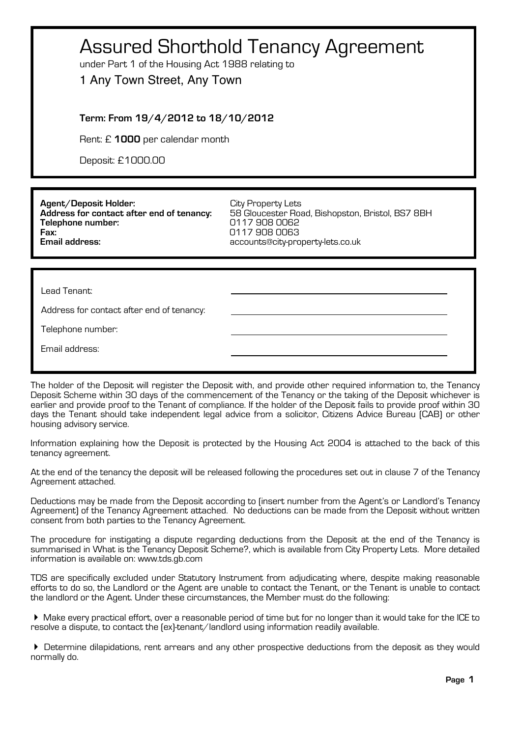# Assured Shorthold Tenancy Agreement

under Part 1 of the Housing Act 1988 relating to

1 Any Town Street, Any Town

**Term: From 19/4/2012 to 18/10/2012**

Rent: £ **1000** per calendar month

Deposit: £1000.00

| | |
|---|---|
| **Agent/Deposit Holder:** | City Property Lets |
| **Address for contact after end of tenancy:** | 58 Gloucester Road, Bishopston, Bristol, BS7 8BH |
| **Telephone number:** | 0117 908 0062 |
| **Fax:** | 0117 908 0063 |
| **Email address:** | accounts@city-property-lets.co.uk |

| | |
|---|---|
| Lead Tenant: | ______________________ |
| Address for contact after end of tenancy: | ______________________ |
| Telephone number: | ______________________ |
| Email address: | ______________________ |

The holder of the Deposit will register the Deposit with, and provide other required information to, the Tenancy Deposit Scheme within 30 days of the commencement of the Tenancy or the taking of the Deposit whichever is earlier and provide proof to the Tenant of compliance. If the holder of the Deposit fails to provide proof within 30 days the Tenant should take independent legal advice from a solicitor, Citizens Advice Bureau (CAB) or other housing advisory service.

Information explaining how the Deposit is protected by the Housing Act 2004 is attached to the back of this tenancy agreement.

At the end of the tenancy the deposit will be released following the procedures set out in clause 7 of the Tenancy Agreement attached.

Deductions may be made from the Deposit according to (insert number from the Agent's or Landlord's Tenancy Agreement) of the Tenancy Agreement attached. No deductions can be made from the Deposit without written consent from both parties to the Tenancy Agreement.

The procedure for instigating a dispute regarding deductions from the Deposit at the end of the Tenancy is summarised in What is the Tenancy Deposit Scheme?, which is available from City Property Lets. More detailed information is available on: www.tds.gb.com

TDS are specifically excluded under Statutory Instrument from adjudicating where, despite making reasonable efforts to do so, the Landlord or the Agent are unable to contact the Tenant, or the Tenant is unable to contact the landlord or the Agent. Under these circumstances, the Member must do the following:

- Make every practical effort, over a reasonable period of time but for no longer than it would take for the ICE to resolve a dispute, to contact the (ex)-tenant/landlord using information readily available.
- Determine dilapidations, rent arrears and any other prospective deductions from the deposit as they would normally do.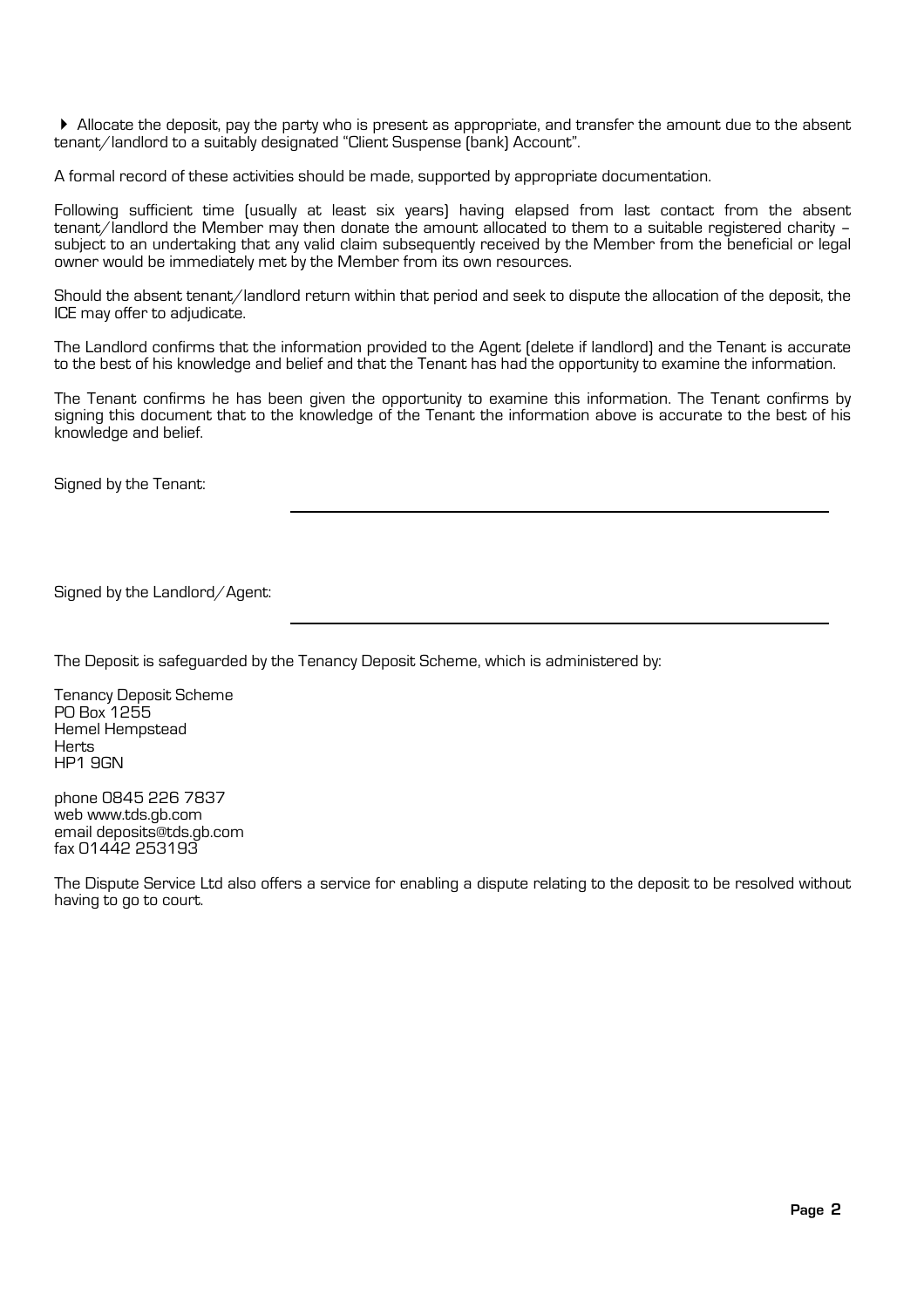- Allocate the deposit, pay the party who is present as appropriate, and transfer the amount due to the absent tenant/landlord to a suitably designated "Client Suspense (bank) Account".

A formal record of these activities should be made, supported by appropriate documentation.

Following sufficient time (usually at least six years) having elapsed from last contact from the absent tenant/landlord the Member may then donate the amount allocated to them to a suitable registered charity – subject to an undertaking that any valid claim subsequently received by the Member from the beneficial or legal owner would be immediately met by the Member from its own resources.

Should the absent tenant/landlord return within that period and seek to dispute the allocation of the deposit, the ICE may offer to adjudicate.

The Landlord confirms that the information provided to the Agent (delete if landlord) and the Tenant is accurate to the best of his knowledge and belief and that the Tenant has had the opportunity to examine the information.

The Tenant confirms he has been given the opportunity to examine this information. The Tenant confirms by signing this document that to the knowledge of the Tenant the information above is accurate to the best of his knowledge and belief.

Signed by the Tenant: \_\_\_\_\_\_\_\_\_\_\_\_\_\_\_\_\_\_\_\_\_\_\_\_\_\_\_\_\_\_\_\_\_\_\_\_\_\_\_\_

Signed by the Landlord/Agent: \_\_\_\_\_\_\_\_\_\_\_\_\_\_\_\_\_\_\_\_\_\_\_\_\_\_\_\_\_\_\_\_\_\_\_\_\_\_\_\_

The Deposit is safeguarded by the Tenancy Deposit Scheme, which is administered by:

Tenancy Deposit Scheme
PO Box 1255
Hemel Hempstead
Herts
HP1 9GN

phone 0845 226 7837
web www.tds.gb.com
email deposits@tds.gb.com
fax 01442 253193

The Dispute Service Ltd also offers a service for enabling a dispute relating to the deposit to be resolved without having to go to court.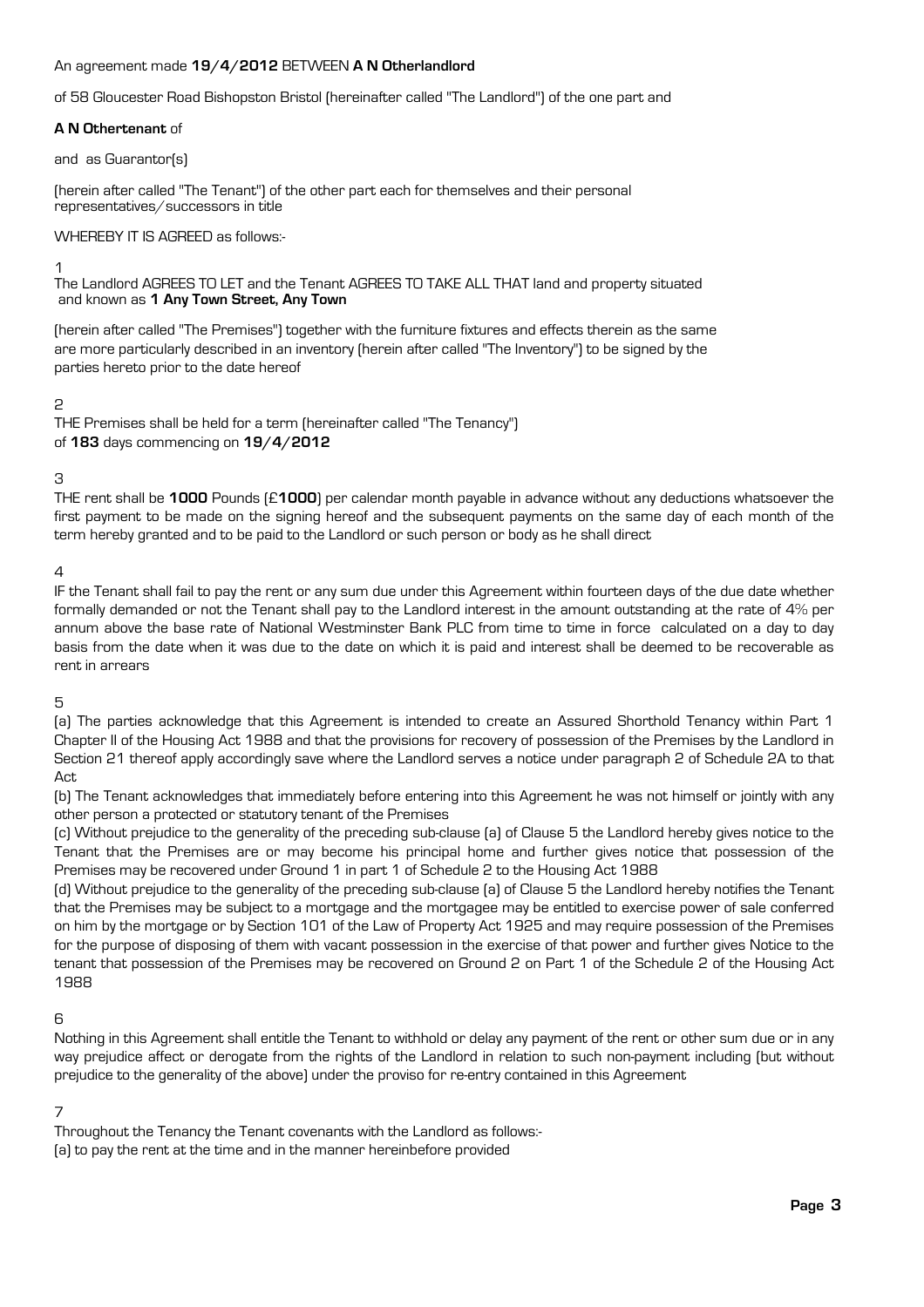An agreement made **19/4/2012** BETWEEN **A N Otherlandlord**

of 58 Gloucester Road Bishopston Bristol (hereinafter called "The Landlord") of the one part and

**A N Othertenant** of

and as Guarantor(s)

(herein after called "The Tenant") of the other part each for themselves and their personal representatives/successors in title

WHEREBY IT IS AGREED as follows:-

1

The Landlord AGREES TO LET and the Tenant AGREES TO TAKE ALL THAT land and property situated and known as **1 Any Town Street, Any Town**

(herein after called "The Premises") together with the furniture fixtures and effects therein as the same are more particularly described in an inventory (herein after called "The Inventory") to be signed by the parties hereto prior to the date hereof

2

THE Premises shall be held for a term (hereinafter called "The Tenancy") of **183** days commencing on **19/4/2012**

3

THE rent shall be **1000** Pounds (£**1000**) per calendar month payable in advance without any deductions whatsoever the first payment to be made on the signing hereof and the subsequent payments on the same day of each month of the term hereby granted and to be paid to the Landlord or such person or body as he shall direct

4

IF the Tenant shall fail to pay the rent or any sum due under this Agreement within fourteen days of the due date whether formally demanded or not the Tenant shall pay to the Landlord interest in the amount outstanding at the rate of 4% per annum above the base rate of National Westminster Bank PLC from time to time in force calculated on a day to day basis from the date when it was due to the date on which it is paid and interest shall be deemed to be recoverable as rent in arrears

5

(a) The parties acknowledge that this Agreement is intended to create an Assured Shorthold Tenancy within Part 1 Chapter II of the Housing Act 1988 and that the provisions for recovery of possession of the Premises by the Landlord in Section 21 thereof apply accordingly save where the Landlord serves a notice under paragraph 2 of Schedule 2A to that Act

(b) The Tenant acknowledges that immediately before entering into this Agreement he was not himself or jointly with any other person a protected or statutory tenant of the Premises

(c) Without prejudice to the generality of the preceding sub-clause (a) of Clause 5 the Landlord hereby gives notice to the Tenant that the Premises are or may become his principal home and further gives notice that possession of the Premises may be recovered under Ground 1 in part 1 of Schedule 2 to the Housing Act 1988

(d) Without prejudice to the generality of the preceding sub-clause (a) of Clause 5 the Landlord hereby notifies the Tenant that the Premises may be subject to a mortgage and the mortgagee may be entitled to exercise power of sale conferred on him by the mortgage or by Section 101 of the Law of Property Act 1925 and may require possession of the Premises for the purpose of disposing of them with vacant possession in the exercise of that power and further gives Notice to the tenant that possession of the Premises may be recovered on Ground 2 on Part 1 of the Schedule 2 of the Housing Act 1988

6

Nothing in this Agreement shall entitle the Tenant to withhold or delay any payment of the rent or other sum due or in any way prejudice affect or derogate from the rights of the Landlord in relation to such non-payment including (but without prejudice to the generality of the above) under the proviso for re-entry contained in this Agreement

7

Throughout the Tenancy the Tenant covenants with the Landlord as follows:-

(a) to pay the rent at the time and in the manner hereinbefore provided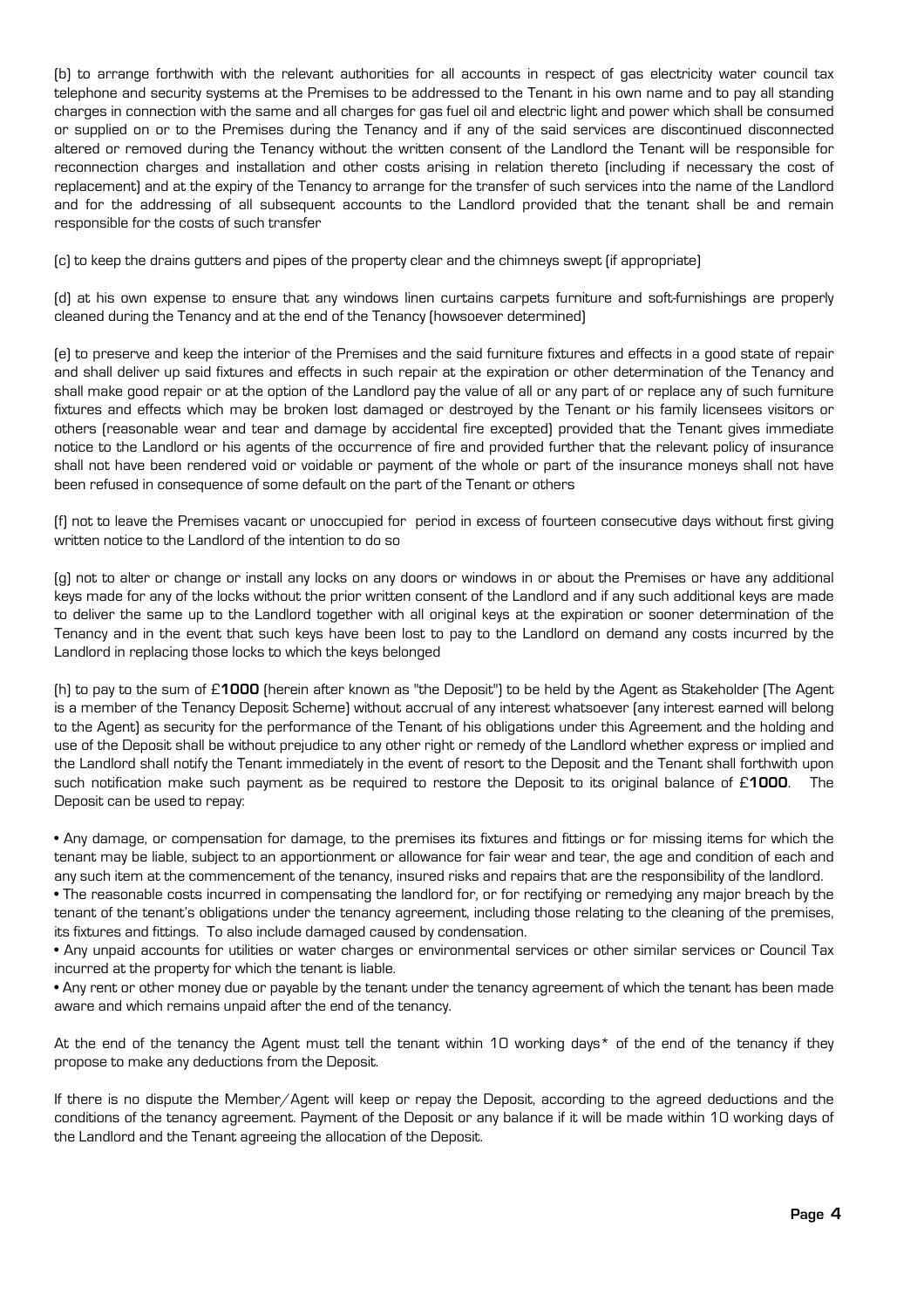(b) to arrange forthwith with the relevant authorities for all accounts in respect of gas electricity water council tax telephone and security systems at the Premises to be addressed to the Tenant in his own name and to pay all standing charges in connection with the same and all charges for gas fuel oil and electric light and power which shall be consumed or supplied on or to the Premises during the Tenancy and if any of the said services are discontinued disconnected altered or removed during the Tenancy without the written consent of the Landlord the Tenant will be responsible for reconnection charges and installation and other costs arising in relation thereto (including if necessary the cost of replacement) and at the expiry of the Tenancy to arrange for the transfer of such services into the name of the Landlord and for the addressing of all subsequent accounts to the Landlord provided that the tenant shall be and remain responsible for the costs of such transfer

(c) to keep the drains gutters and pipes of the property clear and the chimneys swept (if appropriate)

(d) at his own expense to ensure that any windows linen curtains carpets furniture and soft-furnishings are properly cleaned during the Tenancy and at the end of the Tenancy (howsoever determined)

(e) to preserve and keep the interior of the Premises and the said furniture fixtures and effects in a good state of repair and shall deliver up said fixtures and effects in such repair at the expiration or other determination of the Tenancy and shall make good repair or at the option of the Landlord pay the value of all or any part of or replace any of such furniture fixtures and effects which may be broken lost damaged or destroyed by the Tenant or his family licensees visitors or others (reasonable wear and tear and damage by accidental fire excepted) provided that the Tenant gives immediate notice to the Landlord or his agents of the occurrence of fire and provided further that the relevant policy of insurance shall not have been rendered void or voidable or payment of the whole or part of the insurance moneys shall not have been refused in consequence of some default on the part of the Tenant or others

(f) not to leave the Premises vacant or unoccupied for period in excess of fourteen consecutive days without first giving written notice to the Landlord of the intention to do so

(g) not to alter or change or install any locks on any doors or windows in or about the Premises or have any additional keys made for any of the locks without the prior written consent of the Landlord and if any such additional keys are made to deliver the same up to the Landlord together with all original keys at the expiration or sooner determination of the Tenancy and in the event that such keys have been lost to pay to the Landlord on demand any costs incurred by the Landlord in replacing those locks to which the keys belonged

(h) to pay to the sum of £**1000** (herein after known as "the Deposit") to be held by the Agent as Stakeholder (The Agent is a member of the Tenancy Deposit Scheme) without accrual of any interest whatsoever (any interest earned will belong to the Agent) as security for the performance of the Tenant of his obligations under this Agreement and the holding and use of the Deposit shall be without prejudice to any other right or remedy of the Landlord whether express or implied and the Landlord shall notify the Tenant immediately in the event of resort to the Deposit and the Tenant shall forthwith upon such notification make such payment as be required to restore the Deposit to its original balance of £**1000**. The Deposit can be used to repay:

- Any damage, or compensation for damage, to the premises its fixtures and fittings or for missing items for which the tenant may be liable, subject to an apportionment or allowance for fair wear and tear, the age and condition of each and any such item at the commencement of the tenancy, insured risks and repairs that are the responsibility of the landlord.
- The reasonable costs incurred in compensating the landlord for, or for rectifying or remedying any major breach by the tenant of the tenant's obligations under the tenancy agreement, including those relating to the cleaning of the premises, its fixtures and fittings. To also include damaged caused by condensation.
- Any unpaid accounts for utilities or water charges or environmental services or other similar services or Council Tax incurred at the property for which the tenant is liable.
- Any rent or other money due or payable by the tenant under the tenancy agreement of which the tenant has been made aware and which remains unpaid after the end of the tenancy.

At the end of the tenancy the Agent must tell the tenant within 10 working days* of the end of the tenancy if they propose to make any deductions from the Deposit.

If there is no dispute the Member/Agent will keep or repay the Deposit, according to the agreed deductions and the conditions of the tenancy agreement. Payment of the Deposit or any balance if it will be made within 10 working days of the Landlord and the Tenant agreeing the allocation of the Deposit.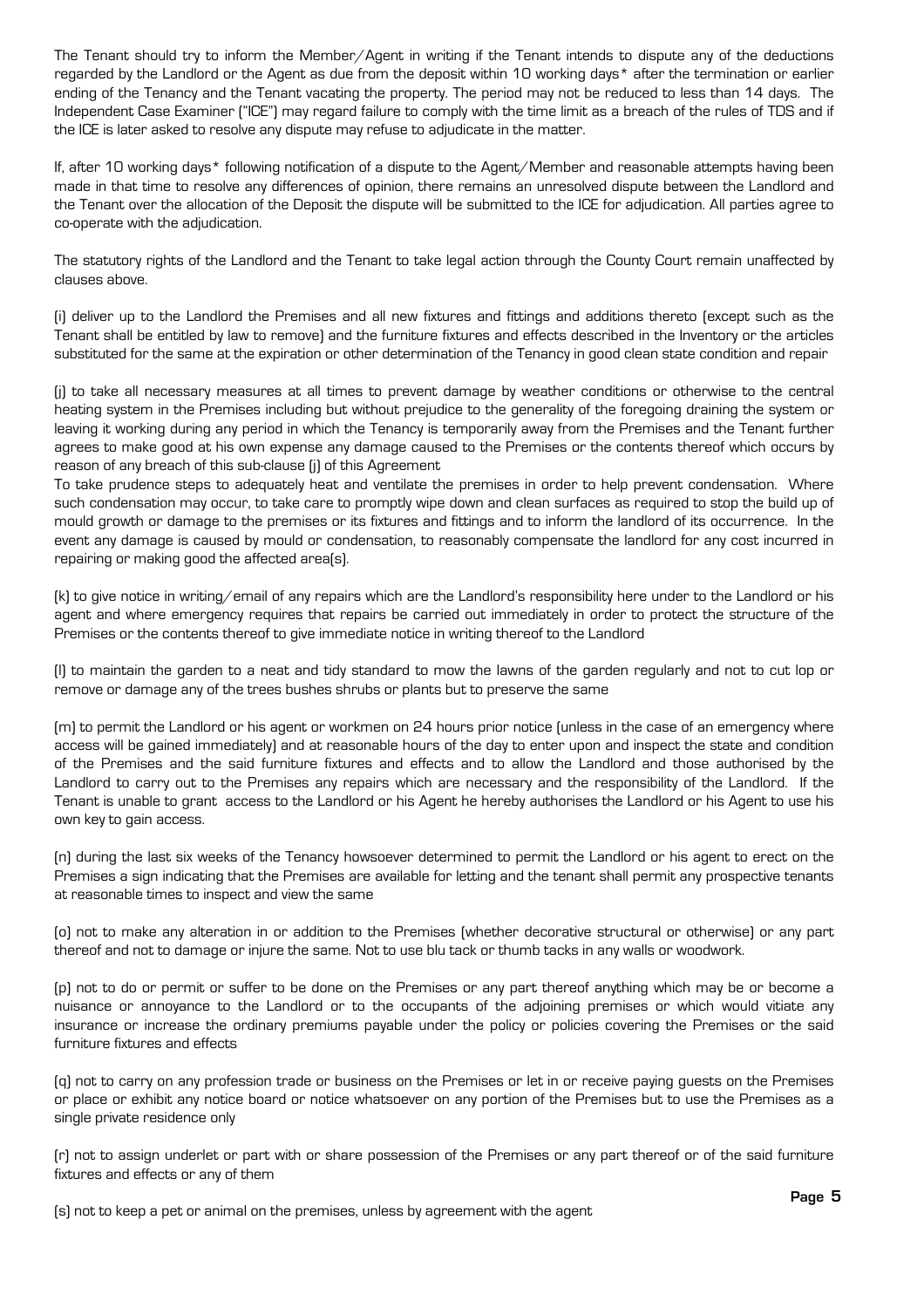The Tenant should try to inform the Member/Agent in writing if the Tenant intends to dispute any of the deductions regarded by the Landlord or the Agent as due from the deposit within 10 working days* after the termination or earlier ending of the Tenancy and the Tenant vacating the property. The period may not be reduced to less than 14 days. The Independent Case Examiner ("ICE") may regard failure to comply with the time limit as a breach of the rules of TDS and if the ICE is later asked to resolve any dispute may refuse to adjudicate in the matter.

If, after 10 working days* following notification of a dispute to the Agent/Member and reasonable attempts having been made in that time to resolve any differences of opinion, there remains an unresolved dispute between the Landlord and the Tenant over the allocation of the Deposit the dispute will be submitted to the ICE for adjudication. All parties agree to co-operate with the adjudication.

The statutory rights of the Landlord and the Tenant to take legal action through the County Court remain unaffected by clauses above.

(i) deliver up to the Landlord the Premises and all new fixtures and fittings and additions thereto (except such as the Tenant shall be entitled by law to remove) and the furniture fixtures and effects described in the Inventory or the articles substituted for the same at the expiration or other determination of the Tenancy in good clean state condition and repair

(j) to take all necessary measures at all times to prevent damage by weather conditions or otherwise to the central heating system in the Premises including but without prejudice to the generality of the foregoing draining the system or leaving it working during any period in which the Tenancy is temporarily away from the Premises and the Tenant further agrees to make good at his own expense any damage caused to the Premises or the contents thereof which occurs by reason of any breach of this sub-clause (j) of this Agreement
To take prudence steps to adequately heat and ventilate the premises in order to help prevent condensation. Where such condensation may occur, to take care to promptly wipe down and clean surfaces as required to stop the build up of mould growth or damage to the premises or its fixtures and fittings and to inform the landlord of its occurrence. In the event any damage is caused by mould or condensation, to reasonably compensate the landlord for any cost incurred in repairing or making good the affected area(s).

(k) to give notice in writing/email of any repairs which are the Landlord's responsibility here under to the Landlord or his agent and where emergency requires that repairs be carried out immediately in order to protect the structure of the Premises or the contents thereof to give immediate notice in writing thereof to the Landlord

(l) to maintain the garden to a neat and tidy standard to mow the lawns of the garden regularly and not to cut lop or remove or damage any of the trees bushes shrubs or plants but to preserve the same

(m) to permit the Landlord or his agent or workmen on 24 hours prior notice (unless in the case of an emergency where access will be gained immediately) and at reasonable hours of the day to enter upon and inspect the state and condition of the Premises and the said furniture fixtures and effects and to allow the Landlord and those authorised by the Landlord to carry out to the Premises any repairs which are necessary and the responsibility of the Landlord. If the Tenant is unable to grant access to the Landlord or his Agent he hereby authorises the Landlord or his Agent to use his own key to gain access.

(n) during the last six weeks of the Tenancy howsoever determined to permit the Landlord or his agent to erect on the Premises a sign indicating that the Premises are available for letting and the tenant shall permit any prospective tenants at reasonable times to inspect and view the same

(o) not to make any alteration in or addition to the Premises (whether decorative structural or otherwise) or any part thereof and not to damage or injure the same. Not to use blu tack or thumb tacks in any walls or woodwork.

(p) not to do or permit or suffer to be done on the Premises or any part thereof anything which may be or become a nuisance or annoyance to the Landlord or to the occupants of the adjoining premises or which would vitiate any insurance or increase the ordinary premiums payable under the policy or policies covering the Premises or the said furniture fixtures and effects

(q) not to carry on any profession trade or business on the Premises or let in or receive paying guests on the Premises or place or exhibit any notice board or notice whatsoever on any portion of the Premises but to use the Premises as a single private residence only

(r) not to assign underlet or part with or share possession of the Premises or any part thereof or of the said furniture fixtures and effects or any of them

(s) not to keep a pet or animal on the premises, unless by agreement with the agent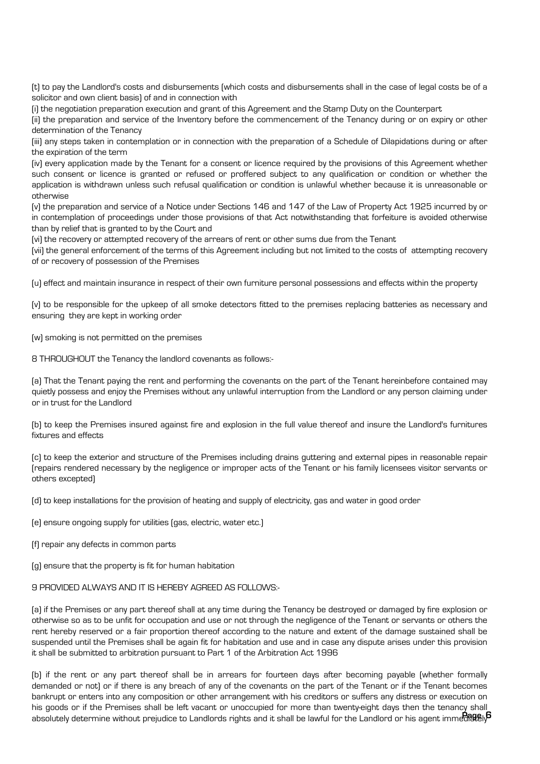(t) to pay the Landlord's costs and disbursements (which costs and disbursements shall in the case of legal costs be of a solicitor and own client basis) of and in connection with

(i) the negotiation preparation execution and grant of this Agreement and the Stamp Duty on the Counterpart

(ii) the preparation and service of the Inventory before the commencement of the Tenancy during or on expiry or other determination of the Tenancy

(iii) any steps taken in contemplation or in connection with the preparation of a Schedule of Dilapidations during or after the expiration of the term

(iv) every application made by the Tenant for a consent or licence required by the provisions of this Agreement whether such consent or licence is granted or refused or proffered subject to any qualification or condition or whether the application is withdrawn unless such refusal qualification or condition is unlawful whether because it is unreasonable or otherwise

(v) the preparation and service of a Notice under Sections 146 and 147 of the Law of Property Act 1925 incurred by or in contemplation of proceedings under those provisions of that Act notwithstanding that forfeiture is avoided otherwise than by relief that is granted to by the Court and

(vi) the recovery or attempted recovery of the arrears of rent or other sums due from the Tenant

(vii) the general enforcement of the terms of this Agreement including but not limited to the costs of attempting recovery of or recovery of possession of the Premises

(u) effect and maintain insurance in respect of their own furniture personal possessions and effects within the property

(v) to be responsible for the upkeep of all smoke detectors fitted to the premises replacing batteries as necessary and ensuring they are kept in working order

(w) smoking is not permitted on the premises

8 THROUGHOUT the Tenancy the landlord covenants as follows:-

(a) That the Tenant paying the rent and performing the covenants on the part of the Tenant hereinbefore contained may quietly possess and enjoy the Premises without any unlawful interruption from the Landlord or any person claiming under or in trust for the Landlord

(b) to keep the Premises insured against fire and explosion in the full value thereof and insure the Landlord's furnitures fixtures and effects

(c) to keep the exterior and structure of the Premises including drains guttering and external pipes in reasonable repair (repairs rendered necessary by the negligence or improper acts of the Tenant or his family licensees visitor servants or others excepted)

(d) to keep installations for the provision of heating and supply of electricity, gas and water in good order

(e) ensure ongoing supply for utilities (gas, electric, water etc.)

(f) repair any defects in common parts

(g) ensure that the property is fit for human habitation

9 PROVIDED ALWAYS AND IT IS HEREBY AGREED AS FOLLOWS:-

(a) if the Premises or any part thereof shall at any time during the Tenancy be destroyed or damaged by fire explosion or otherwise so as to be unfit for occupation and use or not through the negligence of the Tenant or servants or others the rent hereby reserved or a fair proportion thereof according to the nature and extent of the damage sustained shall be suspended until the Premises shall be again fit for habitation and use and in case any dispute arises under this provision it shall be submitted to arbitration pursuant to Part 1 of the Arbitration Act 1996

(b) if the rent or any part thereof shall be in arrears for fourteen days after becoming payable (whether formally demanded or not) or if there is any breach of any of the covenants on the part of the Tenant or if the Tenant becomes bankrupt or enters into any composition or other arrangement with his creditors or suffers any distress or execution on his goods or if the Premises shall be left vacant or unoccupied for more than twenty-eight days then the tenancy shall absolutely determine without prejudice to Landlords rights and it shall be lawful for the Landlord or his agent immediately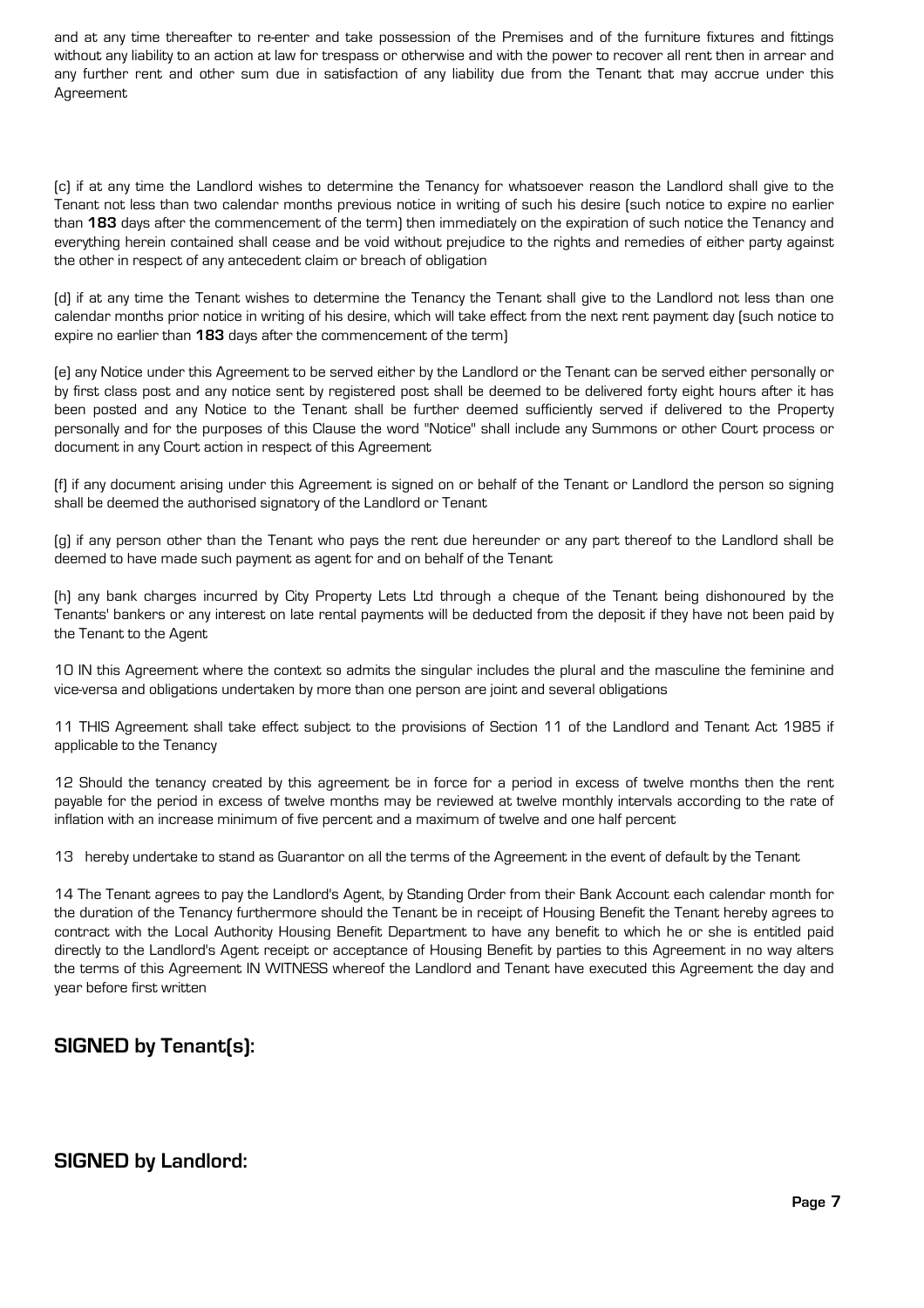and at any time thereafter to re-enter and take possession of the Premises and of the furniture fixtures and fittings without any liability to an action at law for trespass or otherwise and with the power to recover all rent then in arrear and any further rent and other sum due in satisfaction of any liability due from the Tenant that may accrue under this Agreement

(c) if at any time the Landlord wishes to determine the Tenancy for whatsoever reason the Landlord shall give to the Tenant not less than two calendar months previous notice in writing of such his desire (such notice to expire no earlier than **183** days after the commencement of the term) then immediately on the expiration of such notice the Tenancy and everything herein contained shall cease and be void without prejudice to the rights and remedies of either party against the other in respect of any antecedent claim or breach of obligation

(d) if at any time the Tenant wishes to determine the Tenancy the Tenant shall give to the Landlord not less than one calendar months prior notice in writing of his desire, which will take effect from the next rent payment day (such notice to expire no earlier than **183** days after the commencement of the term)

(e) any Notice under this Agreement to be served either by the Landlord or the Tenant can be served either personally or by first class post and any notice sent by registered post shall be deemed to be delivered forty eight hours after it has been posted and any Notice to the Tenant shall be further deemed sufficiently served if delivered to the Property personally and for the purposes of this Clause the word "Notice" shall include any Summons or other Court process or document in any Court action in respect of this Agreement

(f) if any document arising under this Agreement is signed on or behalf of the Tenant or Landlord the person so signing shall be deemed the authorised signatory of the Landlord or Tenant

(g) if any person other than the Tenant who pays the rent due hereunder or any part thereof to the Landlord shall be deemed to have made such payment as agent for and on behalf of the Tenant

(h) any bank charges incurred by City Property Lets Ltd through a cheque of the Tenant being dishonoured by the Tenants' bankers or any interest on late rental payments will be deducted from the deposit if they have not been paid by the Tenant to the Agent

10 IN this Agreement where the context so admits the singular includes the plural and the masculine the feminine and vice-versa and obligations undertaken by more than one person are joint and several obligations

11 THIS Agreement shall take effect subject to the provisions of Section 11 of the Landlord and Tenant Act 1985 if applicable to the Tenancy

12 Should the tenancy created by this agreement be in force for a period in excess of twelve months then the rent payable for the period in excess of twelve months may be reviewed at twelve monthly intervals according to the rate of inflation with an increase minimum of five percent and a maximum of twelve and one half percent

13 hereby undertake to stand as Guarantor on all the terms of the Agreement in the event of default by the Tenant

14 The Tenant agrees to pay the Landlord's Agent, by Standing Order from their Bank Account each calendar month for the duration of the Tenancy furthermore should the Tenant be in receipt of Housing Benefit the Tenant hereby agrees to contract with the Local Authority Housing Benefit Department to have any benefit to which he or she is entitled paid directly to the Landlord's Agent receipt or acceptance of Housing Benefit by parties to this Agreement in no way alters the terms of this Agreement IN WITNESS whereof the Landlord and Tenant have executed this Agreement the day and year before first written

## SIGNED by Tenant(s):

## SIGNED by Landlord: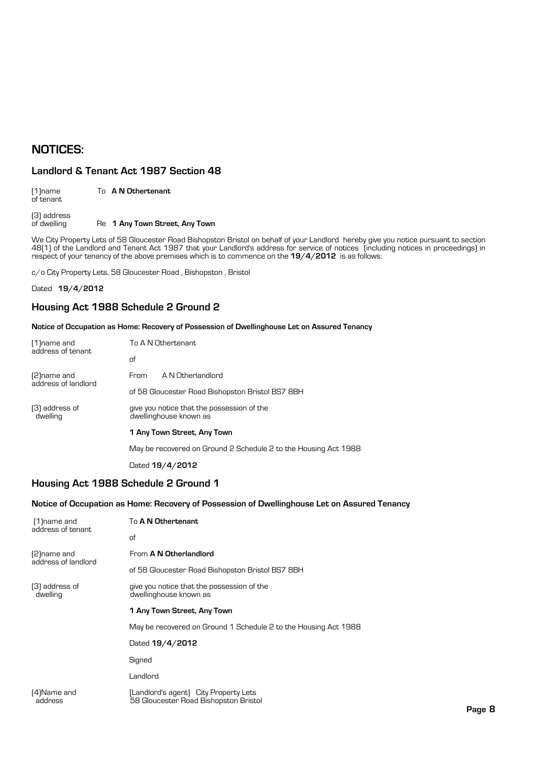# NOTICES:

## Landlord & Tenant Act 1987 Section 48

| | |
|---|---|
| (1)name of tenant | To **A N Othertenant** |
| (3) address of dwelling | Re **1 Any Town Street, Any Town** |

We City Property Lets of 58 Gloucester Road Bishopston Bristol on behalf of your Landlord hereby give you notice pursuant to section 48(1) of the Landlord and Tenant Act 1987 that your Landlord's address for service of notices (including notices in proceedings) in respect of your tenancy of the above premises which is to commence on the **19/4/2012** is as follows:

c/o City Property Lets, 58 Gloucester Road , Bishopston , Bristol

Dated **19/4/2012**

## Housing Act 1988 Schedule 2 Ground 2

**Notice of Occupation as Home: Recovery of Possession of Dwellinghouse Let on Assured Tenancy**

| | |
|---|---|
| (1)name and address of tenant | To A N Othertenant |
| | of |
| (2)name and address of landlord | From A N Otherlandlord |
| | of 58 Gloucester Road Bishopston Bristol BS7 8BH |
| (3) address of dwelling | give you notice that the possession of the dwellinghouse known as |
| | **1 Any Town Street, Any Town** |
| | May be recovered on Ground 2 Schedule 2 to the Housing Act 1988 |
| | Dated **19/4/2012** |

## Housing Act 1988 Schedule 2 Ground 1

**Notice of Occupation as Home: Recovery of Possession of Dwellinghouse Let on Assured Tenancy**

| | |
|---|---|
| (1)name and address of tenant | To **A N Othertenant** |
| | of |
| (2)name and address of landlord | From **A N Otherlandlord** |
| | of 58 Gloucester Road Bishopston Bristol BS7 8BH |
| (3) address of dwelling | give you notice that the possession of the dwellinghouse known as |
| | **1 Any Town Street, Any Town** |
| | May be recovered on Ground 1 Schedule 2 to the Housing Act 1988 |
| | Dated **19/4/2012** |
| | Signed |
| | Landlord |
| (4)Name and address | [Landlord's agent] City Property Lets 58 Gloucester Road Bishopston Bristol |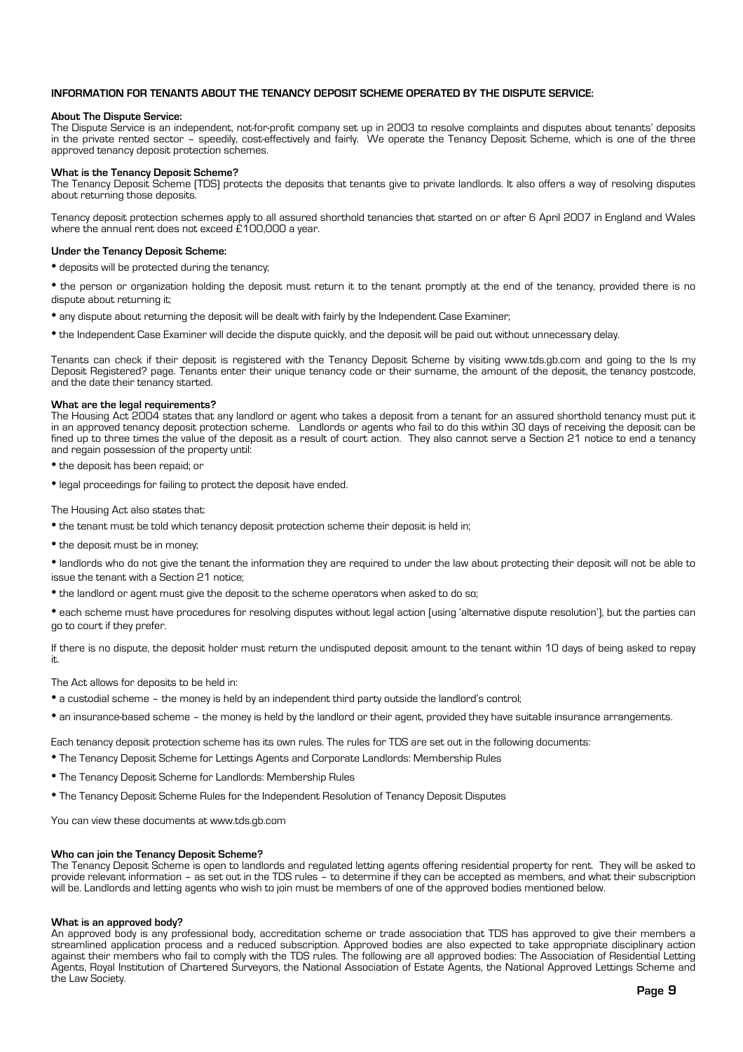## INFORMATION FOR TENANTS ABOUT THE TENANCY DEPOSIT SCHEME OPERATED BY THE DISPUTE SERVICE:

**About The Dispute Service:**
The Dispute Service is an independent, not-for-profit company set up in 2003 to resolve complaints and disputes about tenants' deposits in the private rented sector – speedily, cost-effectively and fairly. We operate the Tenancy Deposit Scheme, which is one of the three approved tenancy deposit protection schemes.

**What is the Tenancy Deposit Scheme?**
The Tenancy Deposit Scheme (TDS) protects the deposits that tenants give to private landlords. It also offers a way of resolving disputes about returning those deposits.

Tenancy deposit protection schemes apply to all assured shorthold tenancies that started on or after 6 April 2007 in England and Wales where the annual rent does not exceed £100,000 a year.

**Under the Tenancy Deposit Scheme:**

- deposits will be protected during the tenancy;
- the person or organization holding the deposit must return it to the tenant promptly at the end of the tenancy, provided there is no dispute about returning it;
- any dispute about returning the deposit will be dealt with fairly by the Independent Case Examiner;
- the Independent Case Examiner will decide the dispute quickly, and the deposit will be paid out without unnecessary delay.

Tenants can check if their deposit is registered with the Tenancy Deposit Scheme by visiting www.tds.gb.com and going to the Is my Deposit Registered? page. Tenants enter their unique tenancy code or their surname, the amount of the deposit, the tenancy postcode, and the date their tenancy started.

**What are the legal requirements?**
The Housing Act 2004 states that any landlord or agent who takes a deposit from a tenant for an assured shorthold tenancy must put it in an approved tenancy deposit protection scheme. Landlords or agents who fail to do this within 30 days of receiving the deposit can be fined up to three times the value of the deposit as a result of court action. They also cannot serve a Section 21 notice to end a tenancy and regain possession of the property until:

- the deposit has been repaid; or
- legal proceedings for failing to protect the deposit have ended.

The Housing Act also states that:

- the tenant must be told which tenancy deposit protection scheme their deposit is held in;
- the deposit must be in money;
- landlords who do not give the tenant the information they are required to under the law about protecting their deposit will not be able to issue the tenant with a Section 21 notice;
- the landlord or agent must give the deposit to the scheme operators when asked to do so;
- each scheme must have procedures for resolving disputes without legal action (using 'alternative dispute resolution'), but the parties can go to court if they prefer.

If there is no dispute, the deposit holder must return the undisputed deposit amount to the tenant within 10 days of being asked to repay it.

The Act allows for deposits to be held in:

- a custodial scheme – the money is held by an independent third party outside the landlord's control;
- an insurance-based scheme – the money is held by the landlord or their agent, provided they have suitable insurance arrangements.

Each tenancy deposit protection scheme has its own rules. The rules for TDS are set out in the following documents:

- The Tenancy Deposit Scheme for Lettings Agents and Corporate Landlords: Membership Rules
- The Tenancy Deposit Scheme for Landlords: Membership Rules
- The Tenancy Deposit Scheme Rules for the Independent Resolution of Tenancy Deposit Disputes

You can view these documents at www.tds.gb.com

**Who can join the Tenancy Deposit Scheme?**
The Tenancy Deposit Scheme is open to landlords and regulated letting agents offering residential property for rent. They will be asked to provide relevant information – as set out in the TDS rules – to determine if they can be accepted as members, and what their subscription will be. Landlords and letting agents who wish to join must be members of one of the approved bodies mentioned below.

**What is an approved body?**
An approved body is any professional body, accreditation scheme or trade association that TDS has approved to give their members a streamlined application process and a reduced subscription. Approved bodies are also expected to take appropriate disciplinary action against their members who fail to comply with the TDS rules. The following are all approved bodies: The Association of Residential Letting Agents, Royal Institution of Chartered Surveyors, the National Association of Estate Agents, the National Approved Lettings Scheme and the Law Society.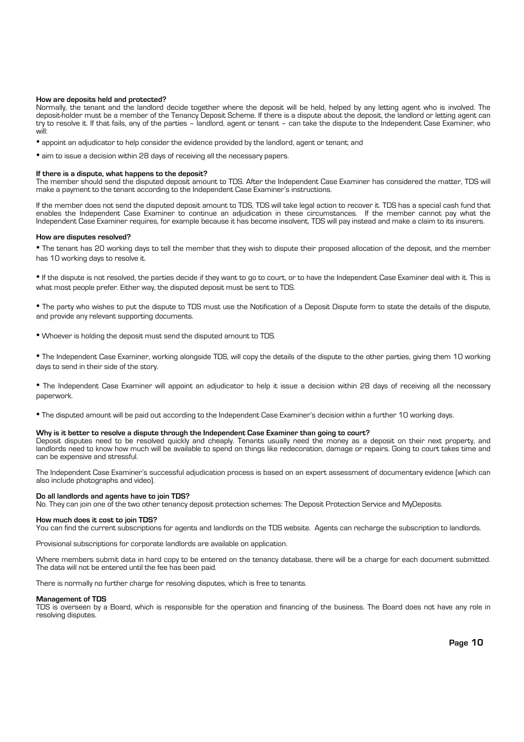**How are deposits held and protected?**

Normally, the tenant and the landlord decide together where the deposit will be held, helped by any letting agent who is involved. The deposit-holder must be a member of the Tenancy Deposit Scheme. If there is a dispute about the deposit, the landlord or letting agent can try to resolve it. If that fails, any of the parties – landlord, agent or tenant – can take the dispute to the Independent Case Examiner, who will:

- appoint an adjudicator to help consider the evidence provided by the landlord, agent or tenant; and
- aim to issue a decision within 28 days of receiving all the necessary papers.

**If there is a dispute, what happens to the deposit?**

The member should send the disputed deposit amount to TDS. After the Independent Case Examiner has considered the matter, TDS will make a payment to the tenant according to the Independent Case Examiner's instructions.

If the member does not send the disputed deposit amount to TDS, TDS will take legal action to recover it. TDS has a special cash fund that enables the Independent Case Examiner to continue an adjudication in these circumstances. If the member cannot pay what the Independent Case Examiner requires, for example because it has become insolvent, TDS will pay instead and make a claim to its insurers.

**How are disputes resolved?**

- The tenant has 20 working days to tell the member that they wish to dispute their proposed allocation of the deposit, and the member has 10 working days to resolve it.
- If the dispute is not resolved, the parties decide if they want to go to court, or to have the Independent Case Examiner deal with it. This is what most people prefer. Either way, the disputed deposit must be sent to TDS.
- The party who wishes to put the dispute to TDS must use the Notification of a Deposit Dispute form to state the details of the dispute, and provide any relevant supporting documents.
- Whoever is holding the deposit must send the disputed amount to TDS.
- The Independent Case Examiner, working alongside TDS, will copy the details of the dispute to the other parties, giving them 10 working days to send in their side of the story.
- The Independent Case Examiner will appoint an adjudicator to help it issue a decision within 28 days of receiving all the necessary paperwork.
- The disputed amount will be paid out according to the Independent Case Examiner's decision within a further 10 working days.

**Why is it better to resolve a dispute through the Independent Case Examiner than going to court?**

Deposit disputes need to be resolved quickly and cheaply. Tenants usually need the money as a deposit on their next property, and landlords need to know how much will be available to spend on things like redecoration, damage or repairs. Going to court takes time and can be expensive and stressful.

The Independent Case Examiner's successful adjudication process is based on an expert assessment of documentary evidence (which can also include photographs and video).

**Do all landlords and agents have to join TDS?**

No. They can join one of the two other tenancy deposit protection schemes: The Deposit Protection Service and MyDeposits.

**How much does it cost to join TDS?**

You can find the current subscriptions for agents and landlords on the TDS website. Agents can recharge the subscription to landlords.

Provisional subscriptions for corporate landlords are available on application.

Where members submit data in hard copy to be entered on the tenancy database, there will be a charge for each document submitted. The data will not be entered until the fee has been paid.

There is normally no further charge for resolving disputes, which is free to tenants.

**Management of TDS**

TDS is overseen by a Board, which is responsible for the operation and financing of the business. The Board does not have any role in resolving disputes.